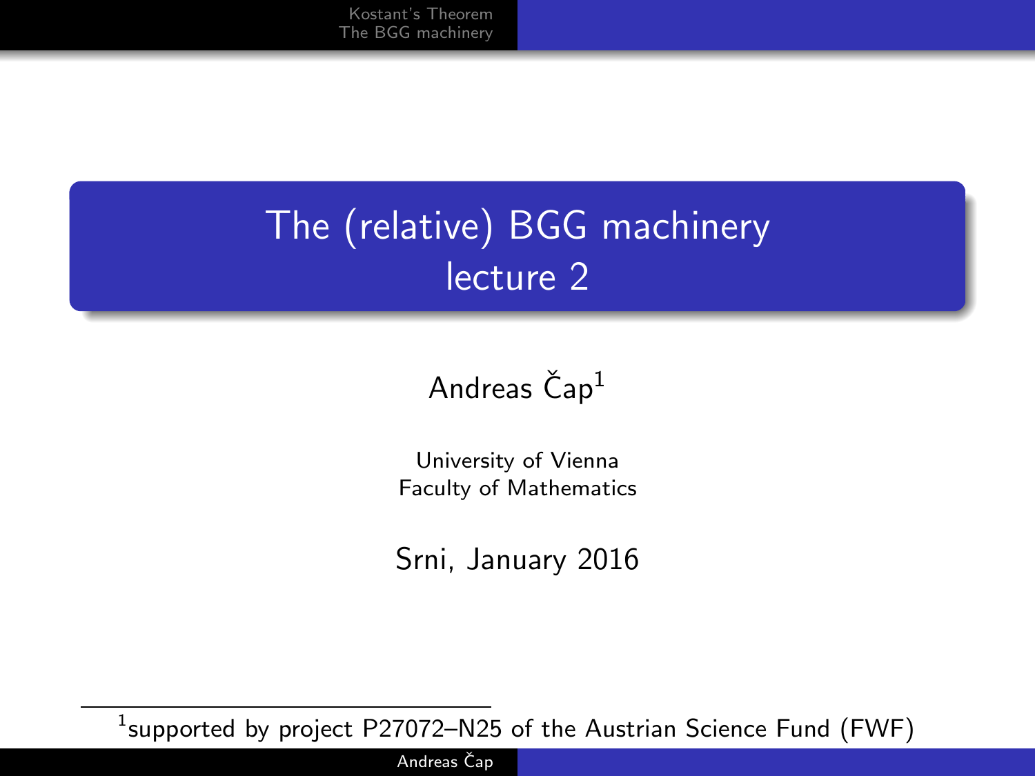# The (relative) BGG machinery
## lecture 2

Andreas Čap[1]

University of Vienna
Faculty of Mathematics

Srni, January 2016

[1] supported by project P27072–N25 of the Austrian Science Fund (FWF)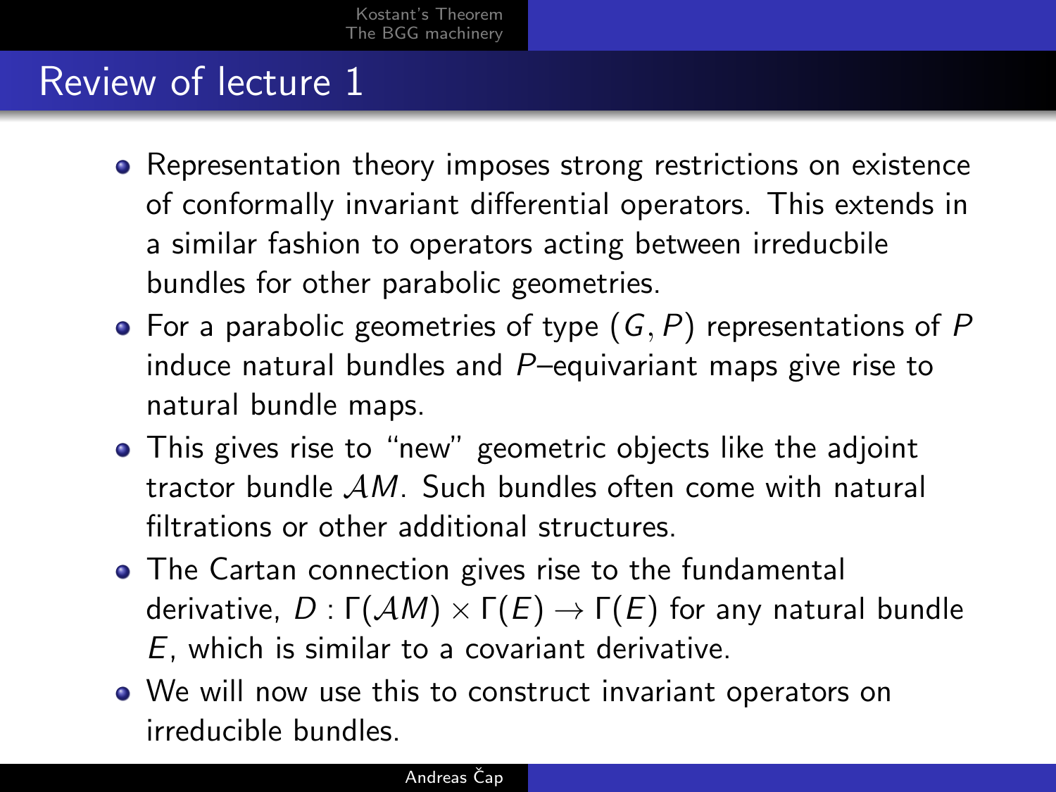# Review of lecture 1

- Representation theory imposes strong restrictions on existence of conformally invariant differential operators. This extends in a similar fashion to operators acting between irreducbile bundles for other parabolic geometries.
- For a parabolic geometries of type $(G, P)$ representations of $P$ induce natural bundles and $P$–equivariant maps give rise to natural bundle maps.
- This gives rise to "new" geometric objects like the adjoint tractor bundle $\mathcal{A}M$. Such bundles often come with natural filtrations or other additional structures.
- The Cartan connection gives rise to the fundamental derivative, $D : \Gamma(\mathcal{A}M) \times \Gamma(E) \to \Gamma(E)$ for any natural bundle $E$, which is similar to a covariant derivative.
- We will now use this to construct invariant operators on irreducible bundles.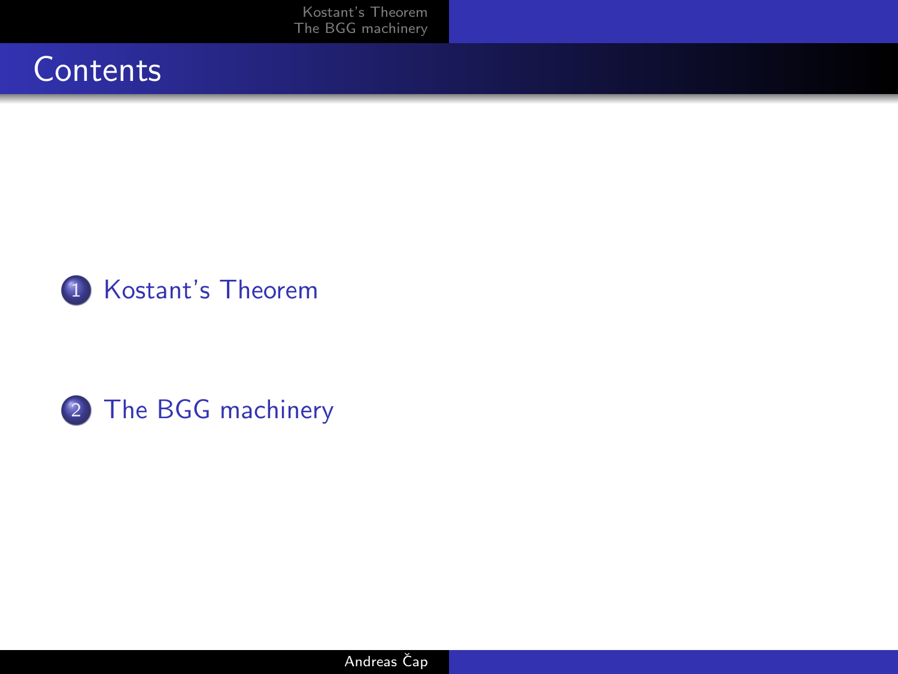# Contents

1. Kostant's Theorem

2. The BGG machinery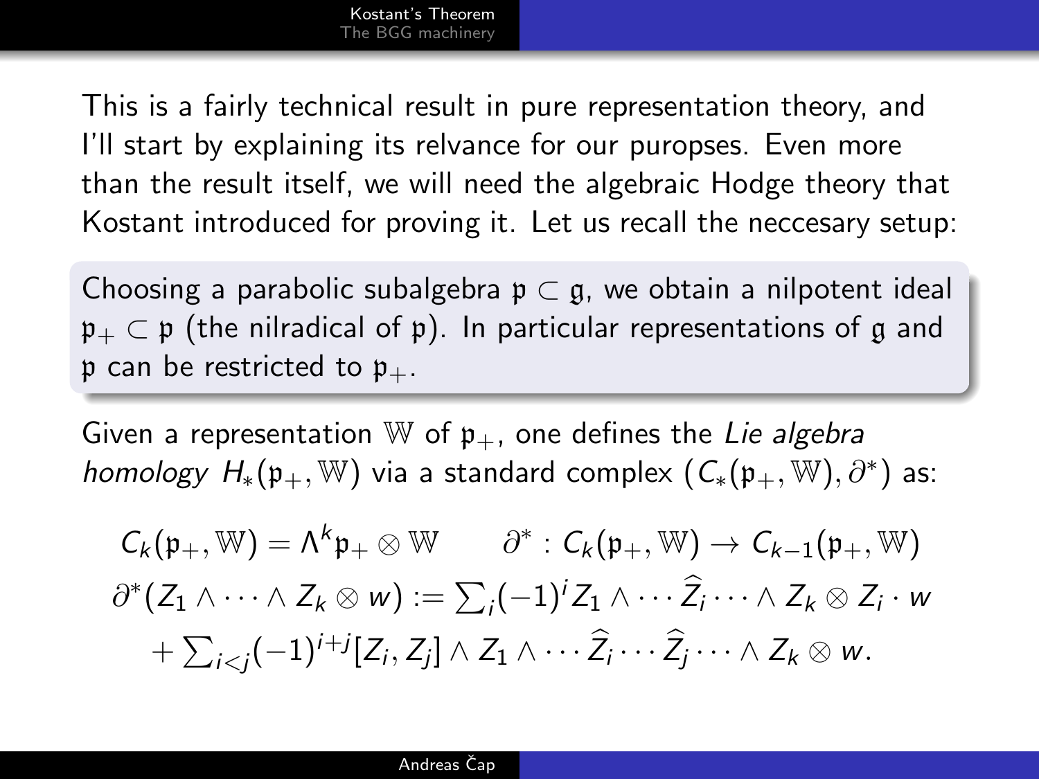This is a fairly technical result in pure representation theory, and I'll start by explaining its relvance for our puropses. Even more than the result itself, we will need the algebraic Hodge theory that Kostant introduced for proving it. Let us recall the neccesary setup:

Choosing a parabolic subalgebra $\mathfrak{p} \subset \mathfrak{g}$, we obtain a nilpotent ideal $\mathfrak{p}_+ \subset \mathfrak{p}$ (the nilradical of $\mathfrak{p}$). In particular representations of $\mathfrak{g}$ and $\mathfrak{p}$ can be restricted to $\mathfrak{p}_+$.

Given a representation $\mathbb{W}$ of $\mathfrak{p}_+$, one defines the *Lie algebra homology* $H_*(\mathfrak{p}_+, \mathbb{W})$ via a standard complex $(C_*(\mathfrak{p}_+, \mathbb{W}), \partial^*)$ as:

$$C_k(\mathfrak{p}_+, \mathbb{W}) = \Lambda^k \mathfrak{p}_+ \otimes \mathbb{W} \qquad \partial^* : C_k(\mathfrak{p}_+, \mathbb{W}) \to C_{k-1}(\mathfrak{p}_+, \mathbb{W})$$

$$\partial^*(Z_1 \wedge \cdots \wedge Z_k \otimes w) := \textstyle\sum_i (-1)^i Z_1 \wedge \cdots \widehat{Z_i} \cdots \wedge Z_k \otimes Z_i \cdot w$$

$$+ \textstyle\sum_{i<j} (-1)^{i+j} [Z_i, Z_j] \wedge Z_1 \wedge \cdots \widehat{Z_i} \cdots \widehat{Z_j} \cdots \wedge Z_k \otimes w.$$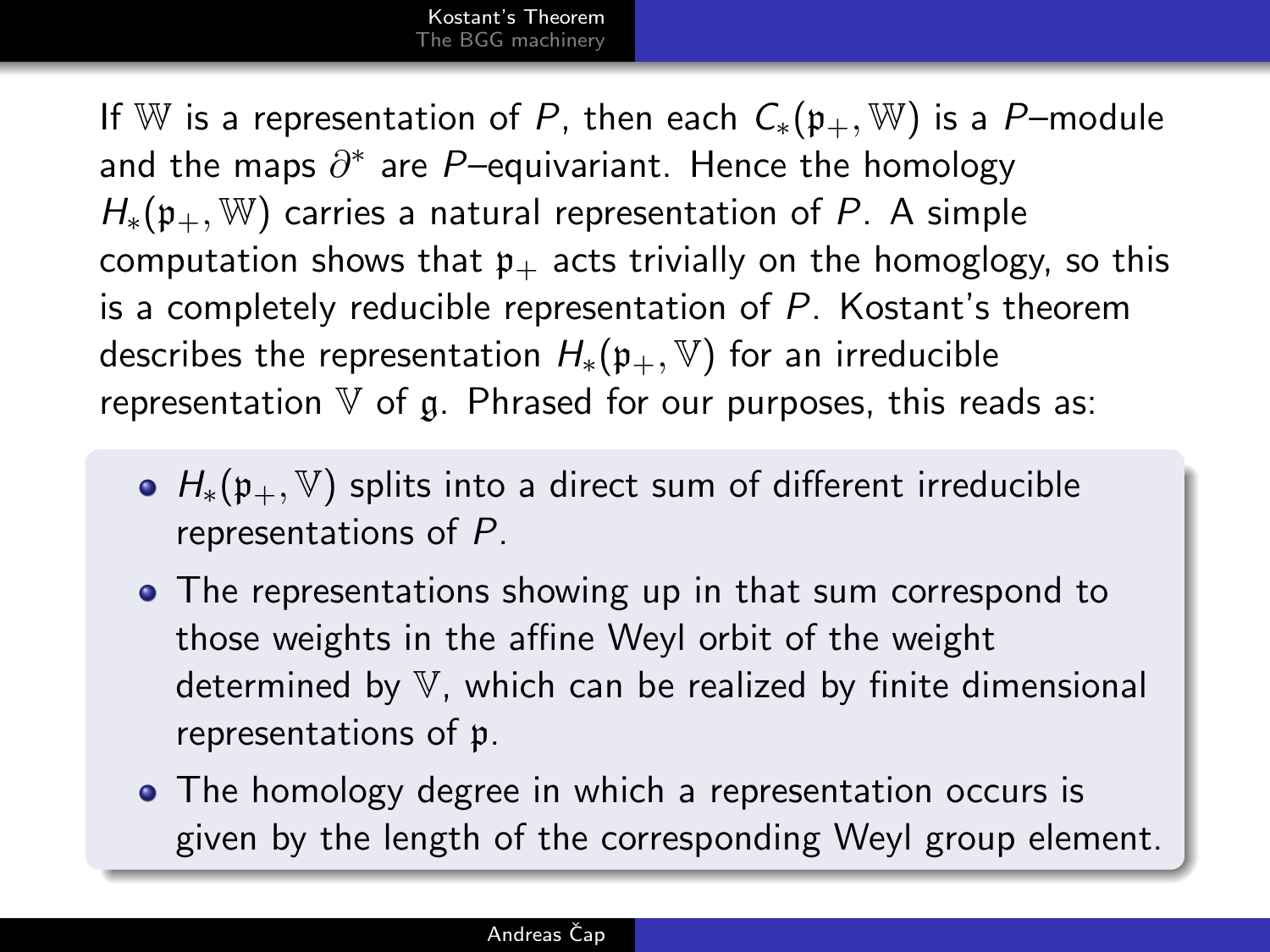If $\mathbb{W}$ is a representation of $P$, then each $C_*(\mathfrak{p}_+, \mathbb{W})$ is a $P$–module and the maps $\partial^*$ are $P$–equivariant. Hence the homology $H_*(\mathfrak{p}_+, \mathbb{W})$ carries a natural representation of $P$. A simple computation shows that $\mathfrak{p}_+$ acts trivially on the homoglogy, so this is a completely reducible representation of $P$. Kostant's theorem describes the representation $H_*(\mathfrak{p}_+, \mathbb{V})$ for an irreducible representation $\mathbb{V}$ of $\mathfrak{g}$. Phrased for our purposes, this reads as:

- $H_*(\mathfrak{p}_+, \mathbb{V})$ splits into a direct sum of different irreducible representations of $P$.
- The representations showing up in that sum correspond to those weights in the affine Weyl orbit of the weight determined by $\mathbb{V}$, which can be realized by finite dimensional representations of $\mathfrak{p}$.
- The homology degree in which a representation occurs is given by the length of the corresponding Weyl group element.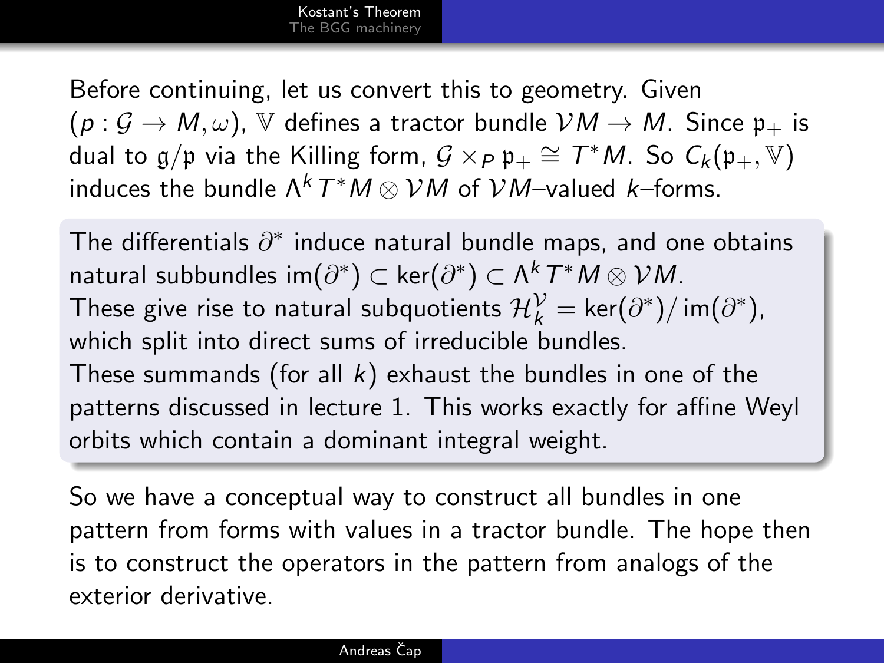Before continuing, let us convert this to geometry. Given $(p : \mathcal{G} \to M, \omega)$, $\mathbb{V}$ defines a tractor bundle $\mathcal{V}M \to M$. Since $\mathfrak{p}_+$ is dual to $\mathfrak{g}/\mathfrak{p}$ via the Killing form, $\mathcal{G} \times_P \mathfrak{p}_+ \cong T^*M$. So $C_k(\mathfrak{p}_+, \mathbb{V})$ induces the bundle $\Lambda^k T^*M \otimes \mathcal{V}M$ of $\mathcal{V}M$–valued $k$–forms.

The differentials $\partial^*$ induce natural bundle maps, and one obtains natural subbundles $\operatorname{im}(\partial^*) \subset \ker(\partial^*) \subset \Lambda^k T^*M \otimes \mathcal{V}M$.
These give rise to natural subquotients $\mathcal{H}_k^{\mathcal{V}} = \ker(\partial^*)/\operatorname{im}(\partial^*)$, which split into direct sums of irreducible bundles.
These summands (for all $k$) exhaust the bundles in one of the patterns discussed in lecture 1. This works exactly for affine Weyl orbits which contain a dominant integral weight.

So we have a conceptual way to construct all bundles in one pattern from forms with values in a tractor bundle. The hope then is to construct the operators in the pattern from analogs of the exterior derivative.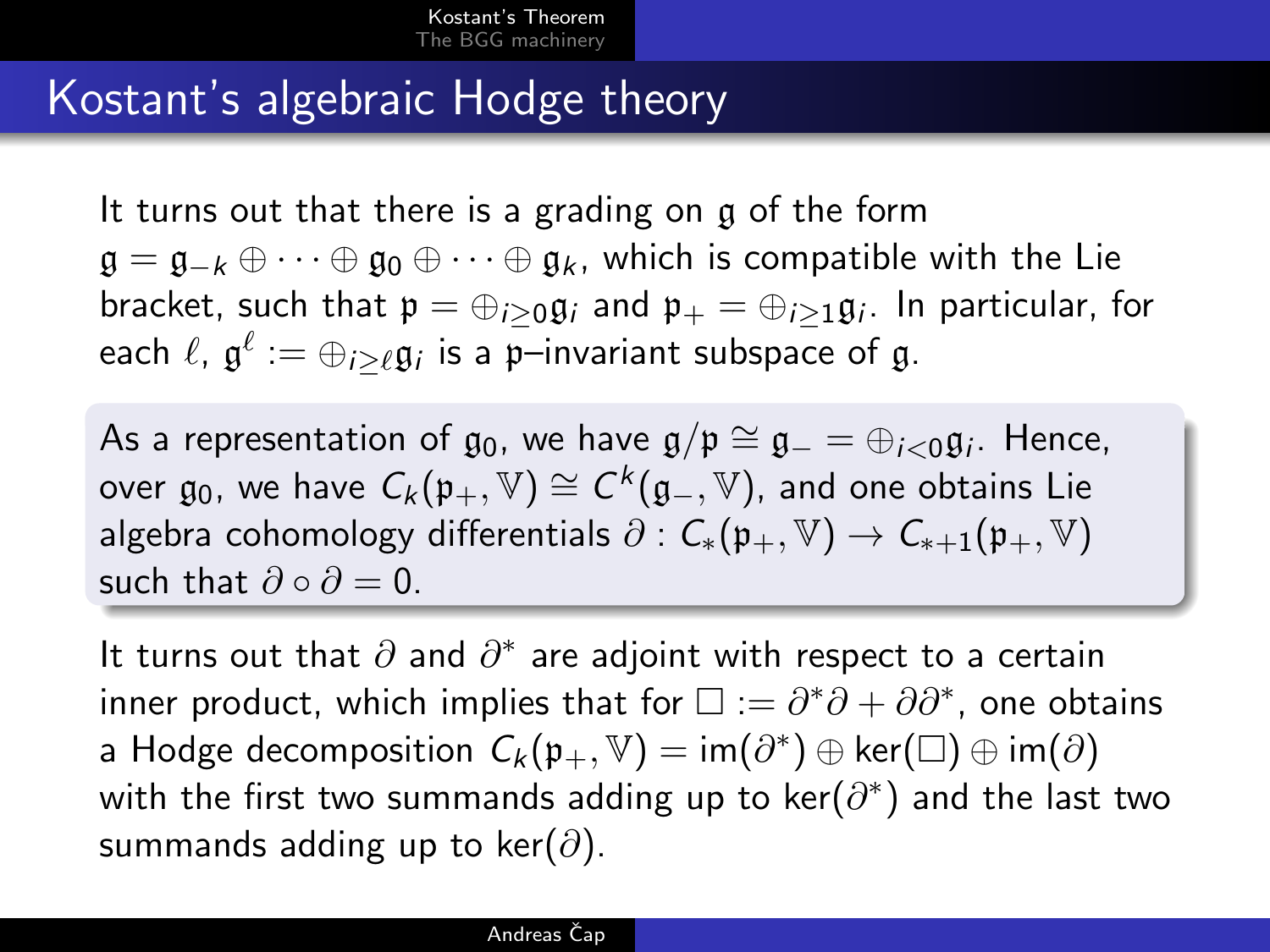# Kostant's algebraic Hodge theory

It turns out that there is a grading on $\mathfrak{g}$ of the form $\mathfrak{g} = \mathfrak{g}_{-k} \oplus \cdots \oplus \mathfrak{g}_0 \oplus \cdots \oplus \mathfrak{g}_k$, which is compatible with the Lie bracket, such that $\mathfrak{p} = \oplus_{i \geq 0} \mathfrak{g}_i$ and $\mathfrak{p}_+ = \oplus_{i \geq 1} \mathfrak{g}_i$. In particular, for each $\ell$, $\mathfrak{g}^\ell := \oplus_{i \geq \ell} \mathfrak{g}_i$ is a $\mathfrak{p}$–invariant subspace of $\mathfrak{g}$.

As a representation of $\mathfrak{g}_0$, we have $\mathfrak{g}/\mathfrak{p} \cong \mathfrak{g}_- = \oplus_{i<0} \mathfrak{g}_i$. Hence, over $\mathfrak{g}_0$, we have $C_k(\mathfrak{p}_+, \mathbb{V}) \cong C^k(\mathfrak{g}_-, \mathbb{V})$, and one obtains Lie algebra cohomology differentials $\partial : C_*(\mathfrak{p}_+, \mathbb{V}) \to C_{*+1}(\mathfrak{p}_+, \mathbb{V})$ such that $\partial \circ \partial = 0$.

It turns out that $\partial$ and $\partial^*$ are adjoint with respect to a certain inner product, which implies that for $\square := \partial^* \partial + \partial \partial^*$, one obtains a Hodge decomposition $C_k(\mathfrak{p}_+, \mathbb{V}) = \mathrm{im}(\partial^*) \oplus \ker(\square) \oplus \mathrm{im}(\partial)$ with the first two summands adding up to $\ker(\partial^*)$ and the last two summands adding up to $\ker(\partial)$.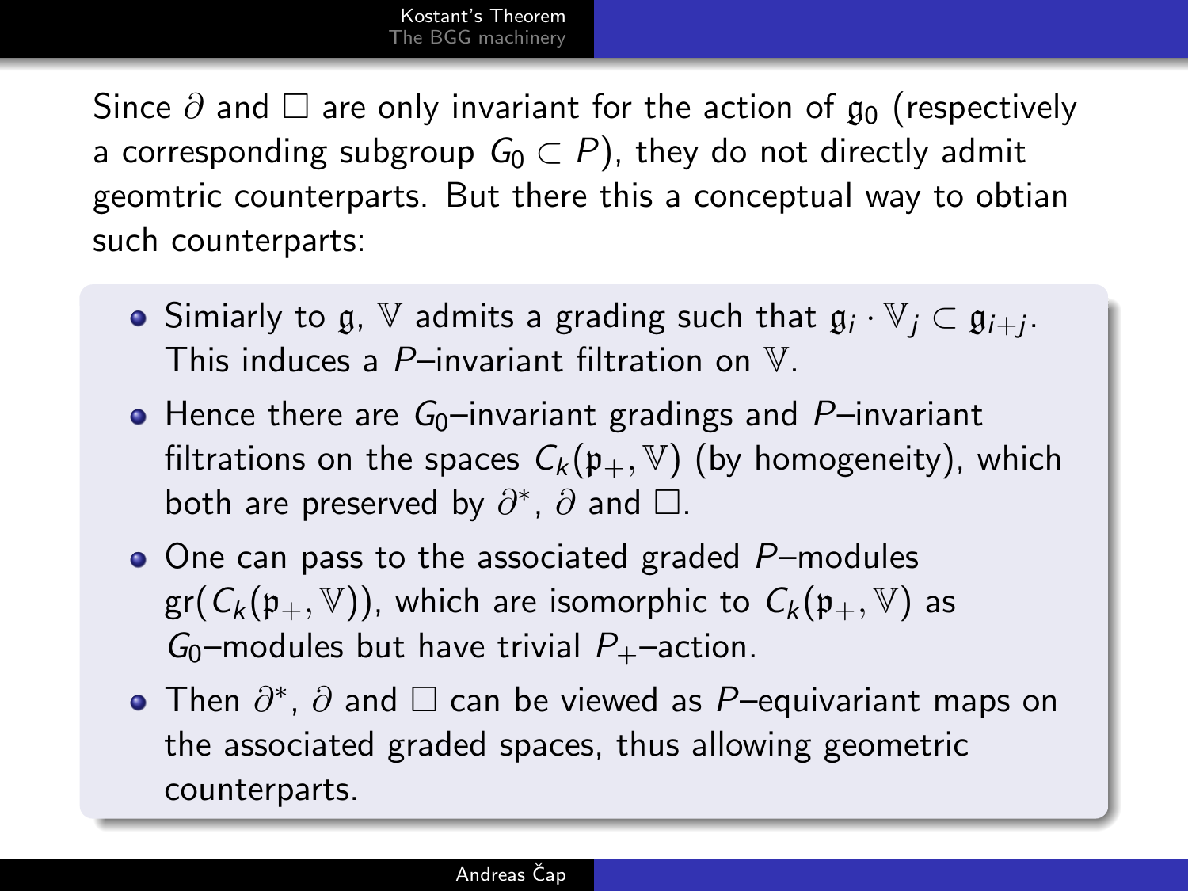Since $\partial$ and $\Box$ are only invariant for the action of $\mathfrak{g}_0$ (respectively a corresponding subgroup $G_0 \subset P$), they do not directly admit geomtric counterparts. But there this a conceptual way to obtian such counterparts:

- Simiarly to $\mathfrak{g}$, $\mathbb{V}$ admits a grading such that $\mathfrak{g}_i \cdot \mathbb{V}_j \subset \mathfrak{g}_{i+j}$. This induces a $P$–invariant filtration on $\mathbb{V}$.
- Hence there are $G_0$–invariant gradings and $P$–invariant filtrations on the spaces $C_k(\mathfrak{p}_+, \mathbb{V})$ (by homogeneity), which both are preserved by $\partial^*$, $\partial$ and $\Box$.
- One can pass to the associated graded $P$–modules $\mathrm{gr}(C_k(\mathfrak{p}_+, \mathbb{V}))$, which are isomorphic to $C_k(\mathfrak{p}_+, \mathbb{V})$ as $G_0$–modules but have trivial $P_+$–action.
- Then $\partial^*$, $\partial$ and $\Box$ can be viewed as $P$–equivariant maps on the associated graded spaces, thus allowing geometric counterparts.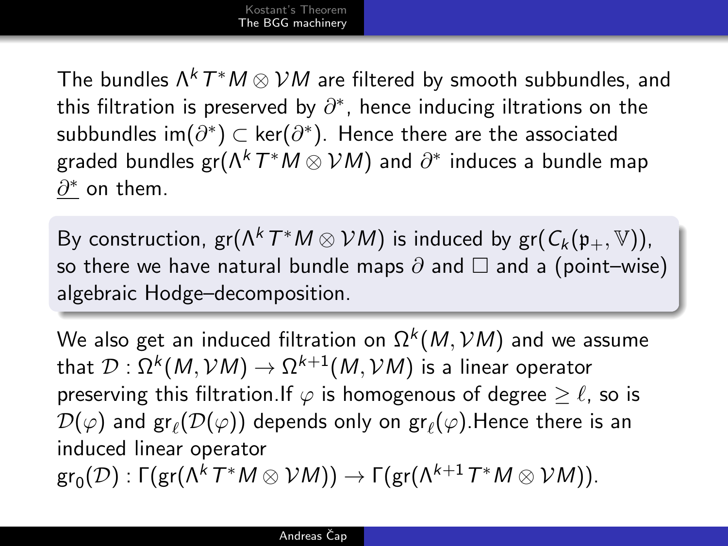The bundles $\Lambda^k T^*M \otimes \mathcal{V}M$ are filtered by smooth subbundles, and this filtration is preserved by $\partial^*$, hence inducing iltrations on the subbundles $\text{im}(\partial^*) \subset \ker(\partial^*)$. Hence there are the associated graded bundles $\text{gr}(\Lambda^k T^*M \otimes \mathcal{V}M)$ and $\partial^*$ induces a bundle map $\underline{\partial^*}$ on them.

By construction, $\text{gr}(\Lambda^k T^*M \otimes \mathcal{V}M)$ is induced by $\text{gr}(C_k(\mathfrak{p}_+, \mathbb{V}))$, so there we have natural bundle maps $\partial$ and $\Box$ and a (point–wise) algebraic Hodge–decomposition.

We also get an induced filtration on $\Omega^k(M, \mathcal{V}M)$ and we assume that $\mathcal{D} : \Omega^k(M, \mathcal{V}M) \to \Omega^{k+1}(M, \mathcal{V}M)$ is a linear operator preserving this filtration.If $\varphi$ is homogenous of degree $\geq \ell$, so is $\mathcal{D}(\varphi)$ and $\text{gr}_\ell(\mathcal{D}(\varphi))$ depends only on $\text{gr}_\ell(\varphi)$.Hence there is an induced linear operator
$\text{gr}_0(\mathcal{D}) : \Gamma(\text{gr}(\Lambda^k T^*M \otimes \mathcal{V}M)) \to \Gamma(\text{gr}(\Lambda^{k+1} T^*M \otimes \mathcal{V}M))$.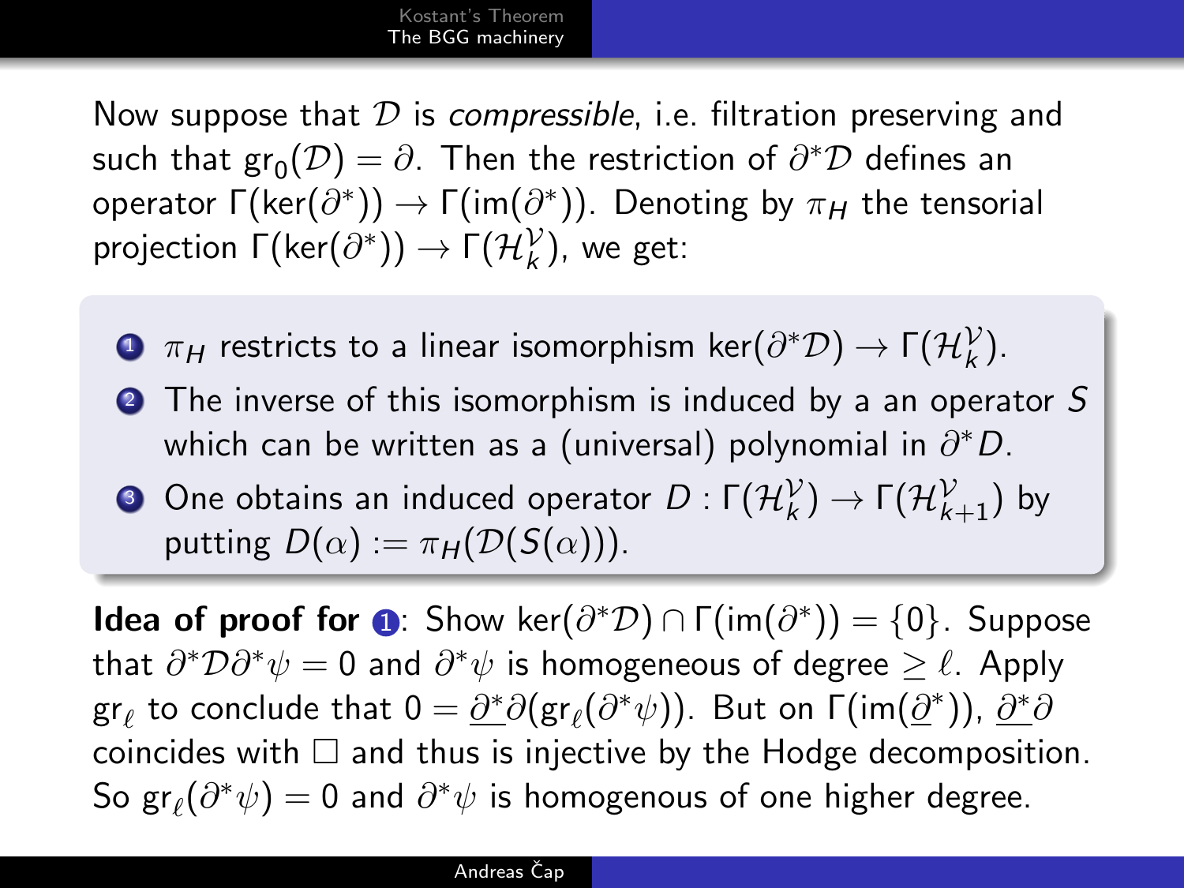Now suppose that $\mathcal{D}$ is *compressible*, i.e. filtration preserving and such that $\mathrm{gr}_0(\mathcal{D}) = \partial$. Then the restriction of $\partial^*\mathcal{D}$ defines an operator $\Gamma(\ker(\partial^*)) \to \Gamma(\mathrm{im}(\partial^*))$. Denoting by $\pi_H$ the tensorial projection $\Gamma(\ker(\partial^*)) \to \Gamma(\mathcal{H}_k^{\mathcal{V}})$, we get:

1. $\pi_H$ restricts to a linear isomorphism $\ker(\partial^*\mathcal{D}) \to \Gamma(\mathcal{H}_k^{\mathcal{V}})$.
2. The inverse of this isomorphism is induced by a an operator $S$ which can be written as a (universal) polynomial in $\partial^* D$.
3. One obtains an induced operator $D : \Gamma(\mathcal{H}_k^{\mathcal{V}}) \to \Gamma(\mathcal{H}_{k+1}^{\mathcal{V}})$ by putting $D(\alpha) := \pi_H(\mathcal{D}(S(\alpha)))$.

**Idea of proof for 1**: Show $\ker(\partial^*\mathcal{D}) \cap \Gamma(\mathrm{im}(\partial^*)) = \{0\}$. Suppose that $\partial^*\mathcal{D}\partial^*\psi = 0$ and $\partial^*\psi$ is homogeneous of degree $\geq \ell$. Apply $\mathrm{gr}_\ell$ to conclude that $0 = \underline{\partial^*}\partial(\mathrm{gr}_\ell(\partial^*\psi))$. But on $\Gamma(\mathrm{im}(\underline{\partial}^*))$, $\underline{\partial^*}\partial$ coincides with $\Box$ and thus is injective by the Hodge decomposition. So $\mathrm{gr}_\ell(\partial^*\psi) = 0$ and $\partial^*\psi$ is homogenous of one higher degree.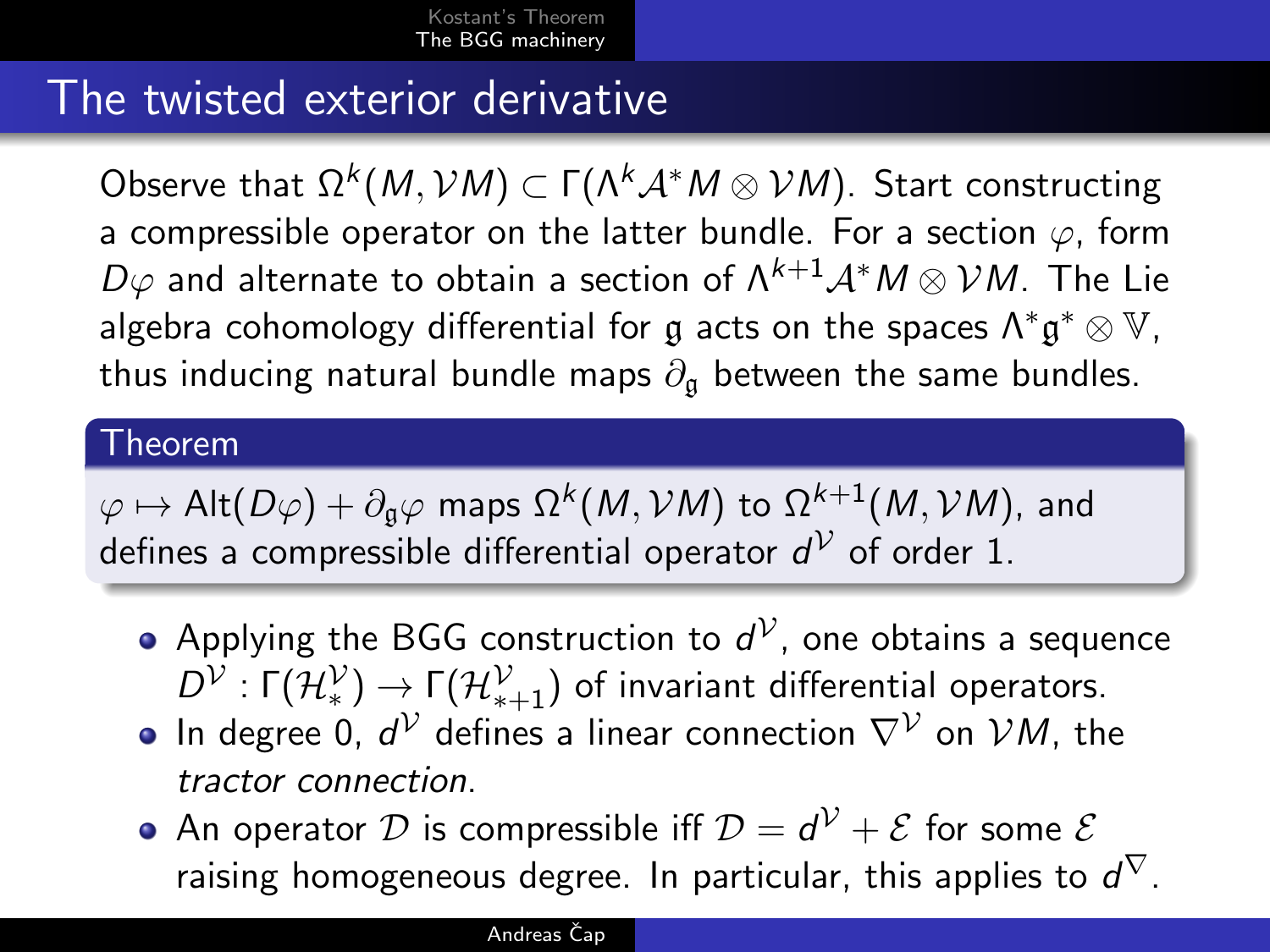# The twisted exterior derivative

Observe that $\Omega^k(M, \mathcal{V}M) \subset \Gamma(\Lambda^k \mathcal{A}^* M \otimes \mathcal{V}M)$. Start constructing a compressible operator on the latter bundle. For a section $\varphi$, form $D\varphi$ and alternate to obtain a section of $\Lambda^{k+1}\mathcal{A}^* M \otimes \mathcal{V}M$. The Lie algebra cohomology differential for $\mathfrak{g}$ acts on the spaces $\Lambda^* \mathfrak{g}^* \otimes \mathbb{V}$, thus inducing natural bundle maps $\partial_\mathfrak{g}$ between the same bundles.

**Theorem**

$\varphi \mapsto \mathrm{Alt}(D\varphi) + \partial_\mathfrak{g}\varphi$ maps $\Omega^k(M, \mathcal{V}M)$ to $\Omega^{k+1}(M, \mathcal{V}M)$, and defines a compressible differential operator $d^\mathcal{V}$ of order 1.

- Applying the BGG construction to $d^\mathcal{V}$, one obtains a sequence $D^\mathcal{V} : \Gamma(\mathcal{H}_*^\mathcal{V}) \to \Gamma(\mathcal{H}_{*+1}^\mathcal{V})$ of invariant differential operators.
- In degree 0, $d^\mathcal{V}$ defines a linear connection $\nabla^\mathcal{V}$ on $\mathcal{V}M$, the *tractor connection*.
- An operator $\mathcal{D}$ is compressible iff $\mathcal{D} = d^\mathcal{V} + \mathcal{E}$ for some $\mathcal{E}$ raising homogeneous degree. In particular, this applies to $d^\nabla$.